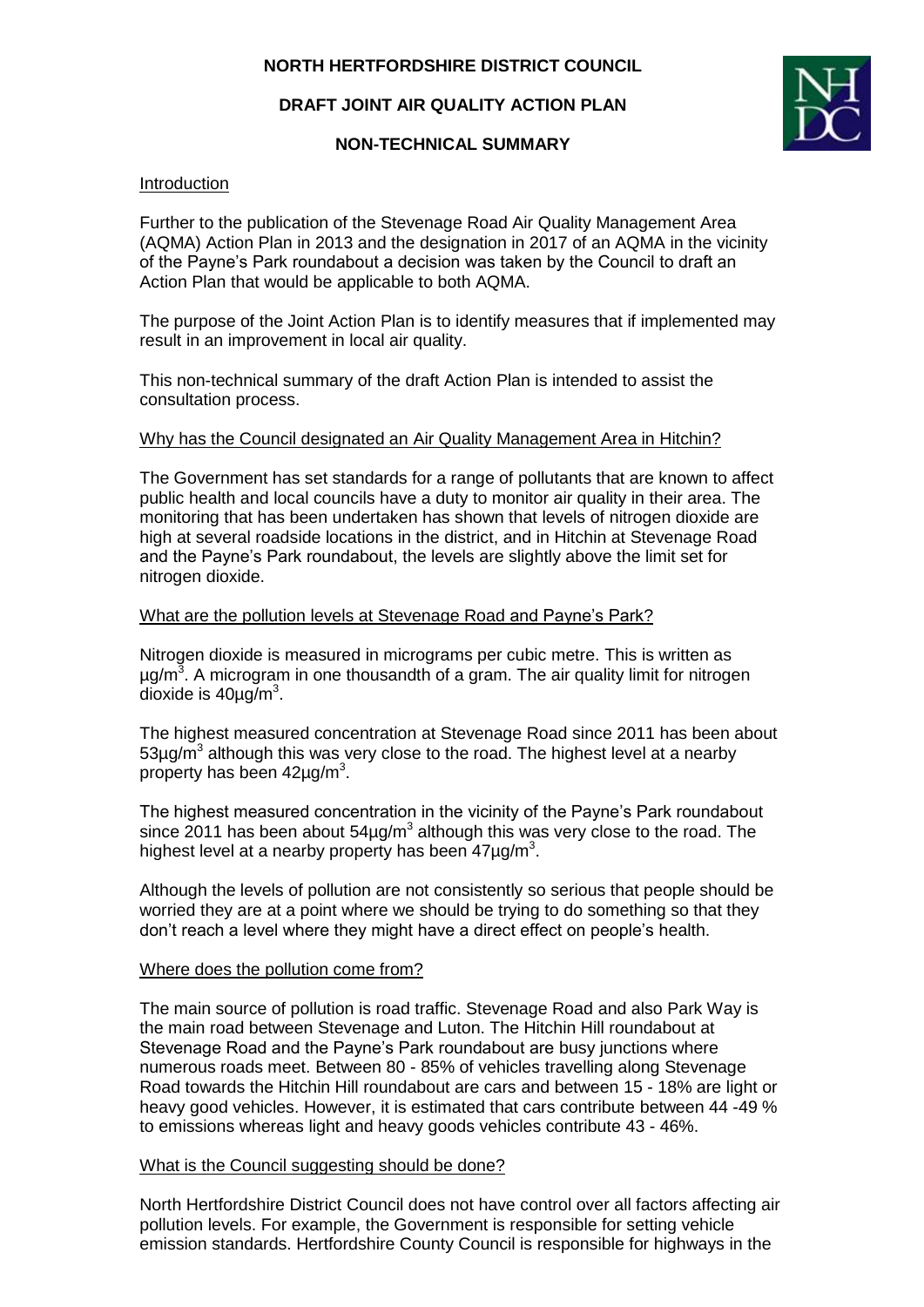# NORTH HERTFORDSHIRE DISTRICT COUNCIL

## DRAFT JOINT AIR QUALITY ACTION PLAN

## NON-TECHNICAL SUMMARY

### Introduction

Further to the publication of the Stevenage Road Air Quality Management Area (AQMA) Action Plan in 2013 and the designation in 2017 of an AQMA in the vicinity of the Payne's Park roundabout a decision was taken by the Council to draft an Action Plan that would be applicable to both AQMA.

The purpose of the Joint Action Plan is to identify measures that if implemented may result in an improvement in local air quality.

This non-technical summary of the draft Action Plan is intended to assist the consultation process.

### Why has the Council designated an Air Quality Management Area in Hitchin?

The Government has set standards for a range of pollutants that are known to affect public health and local councils have a duty to monitor air quality in their area. The monitoring that has been undertaken has shown that levels of nitrogen dioxide are high at several roadside locations in the district, and in Hitchin at Stevenage Road and the Payne's Park roundabout, the levels are slightly above the limit set for nitrogen dioxide.

### What are the pollution levels at Stevenage Road and Payne's Park?

Nitrogen dioxide is measured in micrograms per cubic metre. This is written as $\mu g/m^3$. A microgram in one thousandth of a gram. The air quality limit for nitrogen dioxide is $40\mu g/m^3$.

The highest measured concentration at Stevenage Road since 2011 has been about $53\mu g/m^3$ although this was very close to the road. The highest level at a nearby property has been $42\mu g/m^3$.

The highest measured concentration in the vicinity of the Payne's Park roundabout since 2011 has been about $54\mu g/m^3$ although this was very close to the road. The highest level at a nearby property has been $47\mu g/m^3$.

Although the levels of pollution are not consistently so serious that people should be worried they are at a point where we should be trying to do something so that they don't reach a level where they might have a direct effect on people's health.

### Where does the pollution come from?

The main source of pollution is road traffic. Stevenage Road and also Park Way is the main road between Stevenage and Luton. The Hitchin Hill roundabout at Stevenage Road and the Payne's Park roundabout are busy junctions where numerous roads meet. Between 80 - 85% of vehicles travelling along Stevenage Road towards the Hitchin Hill roundabout are cars and between 15 - 18% are light or heavy good vehicles. However, it is estimated that cars contribute between 44 -49 % to emissions whereas light and heavy goods vehicles contribute 43 - 46%.

### What is the Council suggesting should be done?

North Hertfordshire District Council does not have control over all factors affecting air pollution levels. For example, the Government is responsible for setting vehicle emission standards. Hertfordshire County Council is responsible for highways in the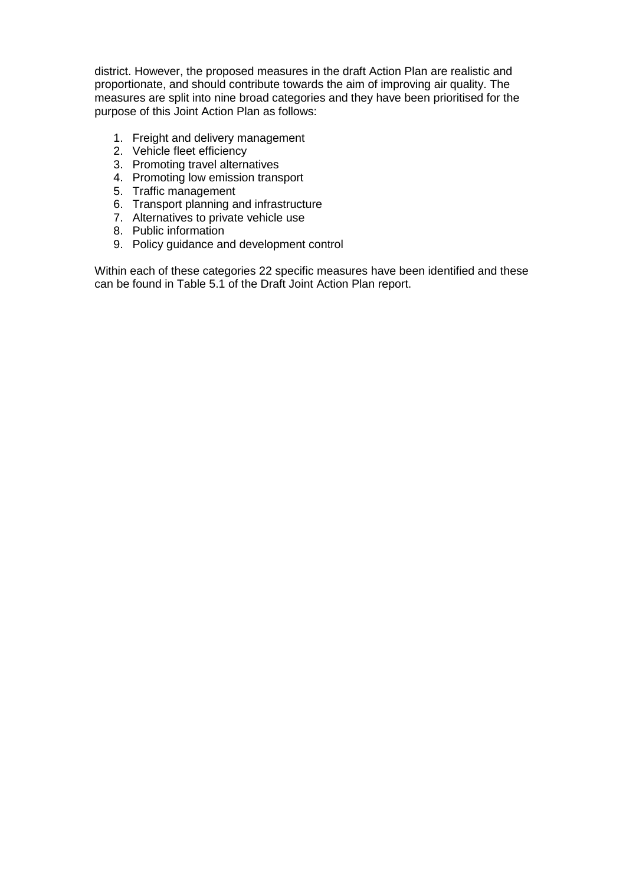district. However, the proposed measures in the draft Action Plan are realistic and proportionate, and should contribute towards the aim of improving air quality. The measures are split into nine broad categories and they have been prioritised for the purpose of this Joint Action Plan as follows:

1. Freight and delivery management
2. Vehicle fleet efficiency
3. Promoting travel alternatives
4. Promoting low emission transport
5. Traffic management
6. Transport planning and infrastructure
7. Alternatives to private vehicle use
8. Public information
9. Policy guidance and development control

Within each of these categories 22 specific measures have been identified and these can be found in Table 5.1 of the Draft Joint Action Plan report.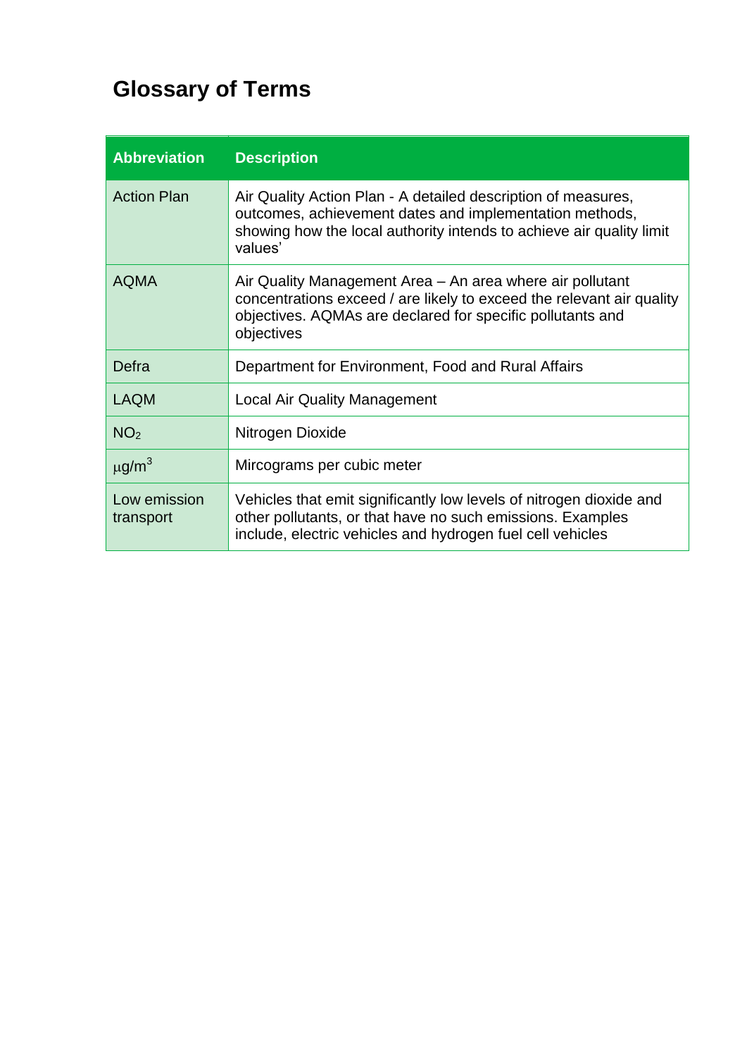# Glossary of Terms

| Abbreviation | Description |
| --- | --- |
| Action Plan | Air Quality Action Plan - A detailed description of measures, outcomes, achievement dates and implementation methods, showing how the local authority intends to achieve air quality limit values’ |
| AQMA | Air Quality Management Area – An area where air pollutant concentrations exceed / are likely to exceed the relevant air quality objectives. AQMAs are declared for specific pollutants and objectives |
| Defra | Department for Environment, Food and Rural Affairs |
| LAQM | Local Air Quality Management |
| $NO_2$ | Nitrogen Dioxide |
| $\mu g/m^3$ | Mircograms per cubic meter |
| Low emission transport | Vehicles that emit significantly low levels of nitrogen dioxide and other pollutants, or that have no such emissions. Examples include, electric vehicles and hydrogen fuel cell vehicles |